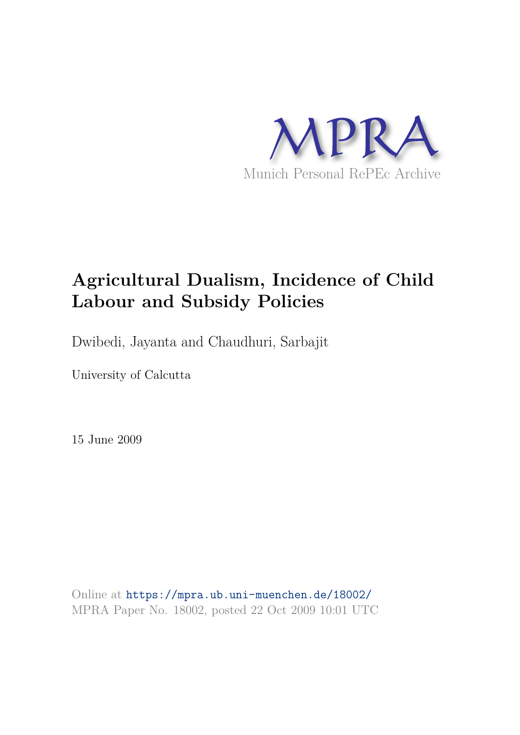MPRA

Munich Personal RePEc Archive

# Agricultural Dualism, Incidence of Child Labour and Subsidy Policies

Dwibedi, Jayanta and Chaudhuri, Sarbajit

University of Calcutta

15 June 2009

Online at https://mpra.ub.uni-muenchen.de/18002/
MPRA Paper No. 18002, posted 22 Oct 2009 10:01 UTC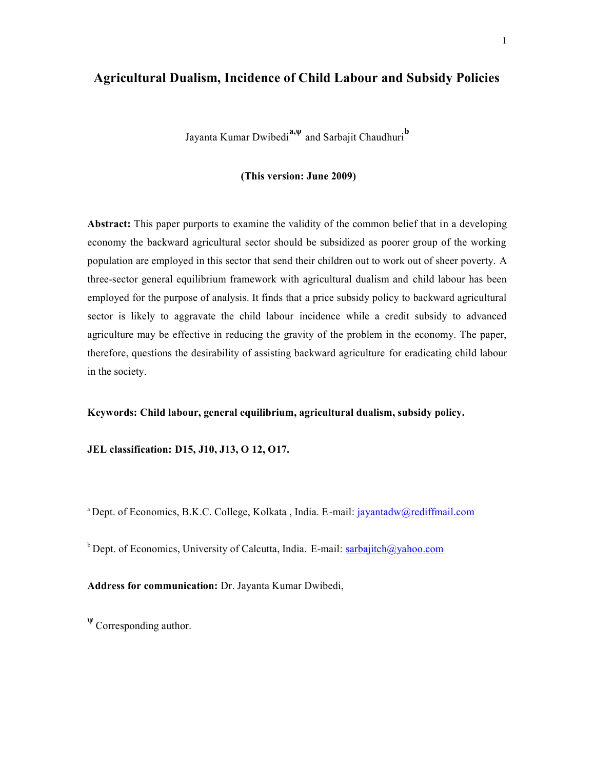# Agricultural Dualism, Incidence of Child Labour and Subsidy Policies

Jayanta Kumar Dwibedi[a,ψ] and Sarbajit Chaudhuri[b]

**(This version: June 2009)**

**Abstract:** This paper purports to examine the validity of the common belief that in a developing economy the backward agricultural sector should be subsidized as poorer group of the working population are employed in this sector that send their children out to work out of sheer poverty. A three-sector general equilibrium framework with agricultural dualism and child labour has been employed for the purpose of analysis. It finds that a price subsidy policy to backward agricultural sector is likely to aggravate the child labour incidence while a credit subsidy to advanced agriculture may be effective in reducing the gravity of the problem in the economy. The paper, therefore, questions the desirability of assisting backward agriculture for eradicating child labour in the society.

**Keywords: Child labour, general equilibrium, agricultural dualism, subsidy policy.**

**JEL classification: D15, J10, J13, O 12, O17.**

[a] Dept. of Economics, B.K.C. College, Kolkata , India. E-mail: jayantadw@rediffmail.com

[b] Dept. of Economics, University of Calcutta, India. E-mail: sarbajitch@yahoo.com

**Address for communication:** Dr. Jayanta Kumar Dwibedi,

[ψ] Corresponding author.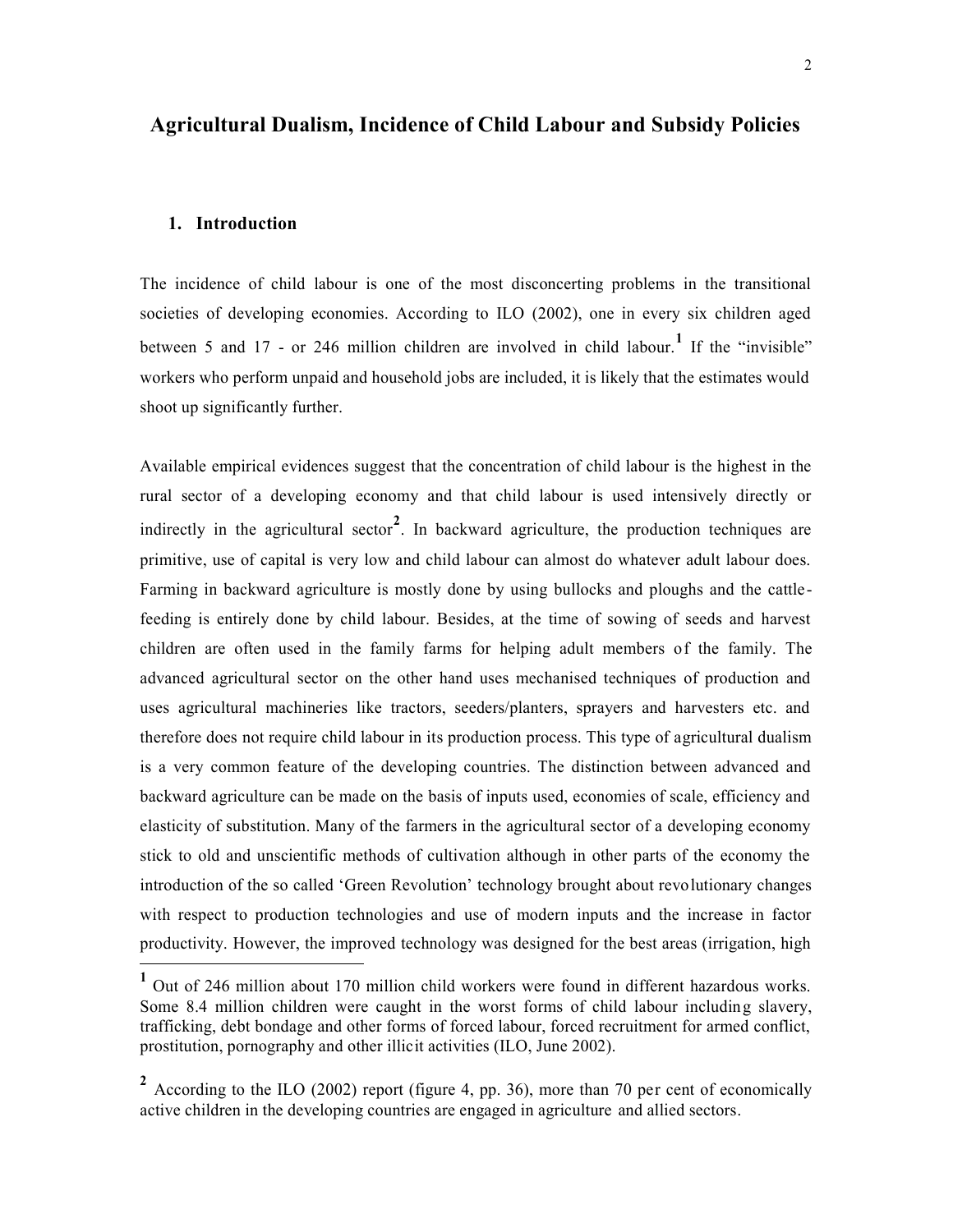# Agricultural Dualism, Incidence of Child Labour and Subsidy Policies

## 1. Introduction

The incidence of child labour is one of the most disconcerting problems in the transitional societies of developing economies. According to ILO (2002), one in every six children aged between 5 and 17 - or 246 million children are involved in child labour.[1] If the "invisible" workers who perform unpaid and household jobs are included, it is likely that the estimates would shoot up significantly further.

Available empirical evidences suggest that the concentration of child labour is the highest in the rural sector of a developing economy and that child labour is used intensively directly or indirectly in the agricultural sector[2]. In backward agriculture, the production techniques are primitive, use of capital is very low and child labour can almost do whatever adult labour does. Farming in backward agriculture is mostly done by using bullocks and ploughs and the cattle-feeding is entirely done by child labour. Besides, at the time of sowing of seeds and harvest children are often used in the family farms for helping adult members of the family. The advanced agricultural sector on the other hand uses mechanised techniques of production and uses agricultural machineries like tractors, seeders/planters, sprayers and harvesters etc. and therefore does not require child labour in its production process. This type of agricultural dualism is a very common feature of the developing countries. The distinction between advanced and backward agriculture can be made on the basis of inputs used, economies of scale, efficiency and elasticity of substitution. Many of the farmers in the agricultural sector of a developing economy stick to old and unscientific methods of cultivation although in other parts of the economy the introduction of the so called 'Green Revolution' technology brought about revolutionary changes with respect to production technologies and use of modern inputs and the increase in factor productivity. However, the improved technology was designed for the best areas (irrigation, high

---

[1] Out of 246 million about 170 million child workers were found in different hazardous works. Some 8.4 million children were caught in the worst forms of child labour including slavery, trafficking, debt bondage and other forms of forced labour, forced recruitment for armed conflict, prostitution, pornography and other illicit activities (ILO, June 2002).

[2] According to the ILO (2002) report (figure 4, pp. 36), more than 70 per cent of economically active children in the developing countries are engaged in agriculture and allied sectors.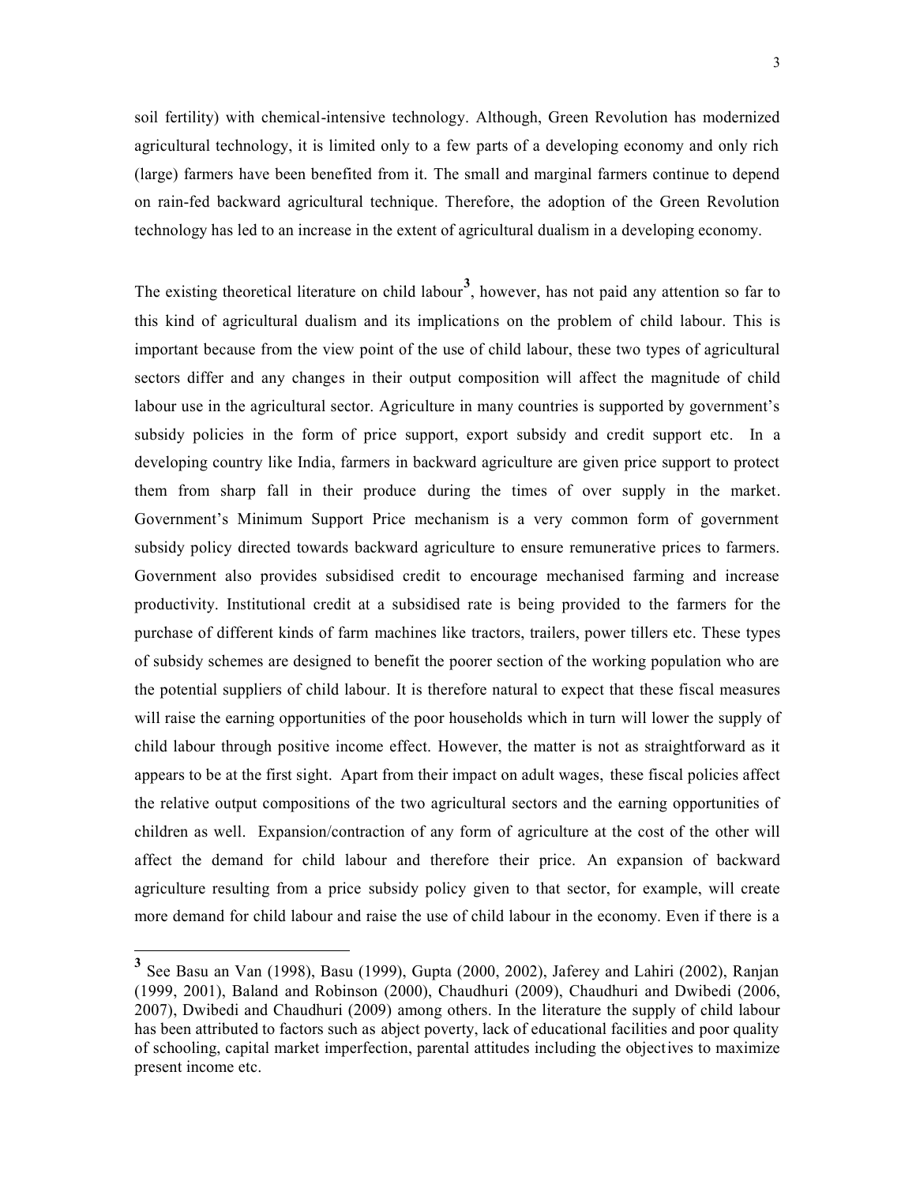soil fertility) with chemical-intensive technology. Although, Green Revolution has modernized agricultural technology, it is limited only to a few parts of a developing economy and only rich (large) farmers have been benefited from it. The small and marginal farmers continue to depend on rain-fed backward agricultural technique. Therefore, the adoption of the Green Revolution technology has led to an increase in the extent of agricultural dualism in a developing economy.

The existing theoretical literature on child labour[3], however, has not paid any attention so far to this kind of agricultural dualism and its implications on the problem of child labour. This is important because from the view point of the use of child labour, these two types of agricultural sectors differ and any changes in their output composition will affect the magnitude of child labour use in the agricultural sector. Agriculture in many countries is supported by government's subsidy policies in the form of price support, export subsidy and credit support etc. In a developing country like India, farmers in backward agriculture are given price support to protect them from sharp fall in their produce during the times of over supply in the market. Government's Minimum Support Price mechanism is a very common form of government subsidy policy directed towards backward agriculture to ensure remunerative prices to farmers. Government also provides subsidised credit to encourage mechanised farming and increase productivity. Institutional credit at a subsidised rate is being provided to the farmers for the purchase of different kinds of farm machines like tractors, trailers, power tillers etc. These types of subsidy schemes are designed to benefit the poorer section of the working population who are the potential suppliers of child labour. It is therefore natural to expect that these fiscal measures will raise the earning opportunities of the poor households which in turn will lower the supply of child labour through positive income effect. However, the matter is not as straightforward as it appears to be at the first sight. Apart from their impact on adult wages, these fiscal policies affect the relative output compositions of the two agricultural sectors and the earning opportunities of children as well. Expansion/contraction of any form of agriculture at the cost of the other will affect the demand for child labour and therefore their price. An expansion of backward agriculture resulting from a price subsidy policy given to that sector, for example, will create more demand for child labour and raise the use of child labour in the economy. Even if there is a

---

[3] See Basu an Van (1998), Basu (1999), Gupta (2000, 2002), Jaferey and Lahiri (2002), Ranjan (1999, 2001), Baland and Robinson (2000), Chaudhuri (2009), Chaudhuri and Dwibedi (2006, 2007), Dwibedi and Chaudhuri (2009) among others. In the literature the supply of child labour has been attributed to factors such as abject poverty, lack of educational facilities and poor quality of schooling, capital market imperfection, parental attitudes including the objectives to maximize present income etc.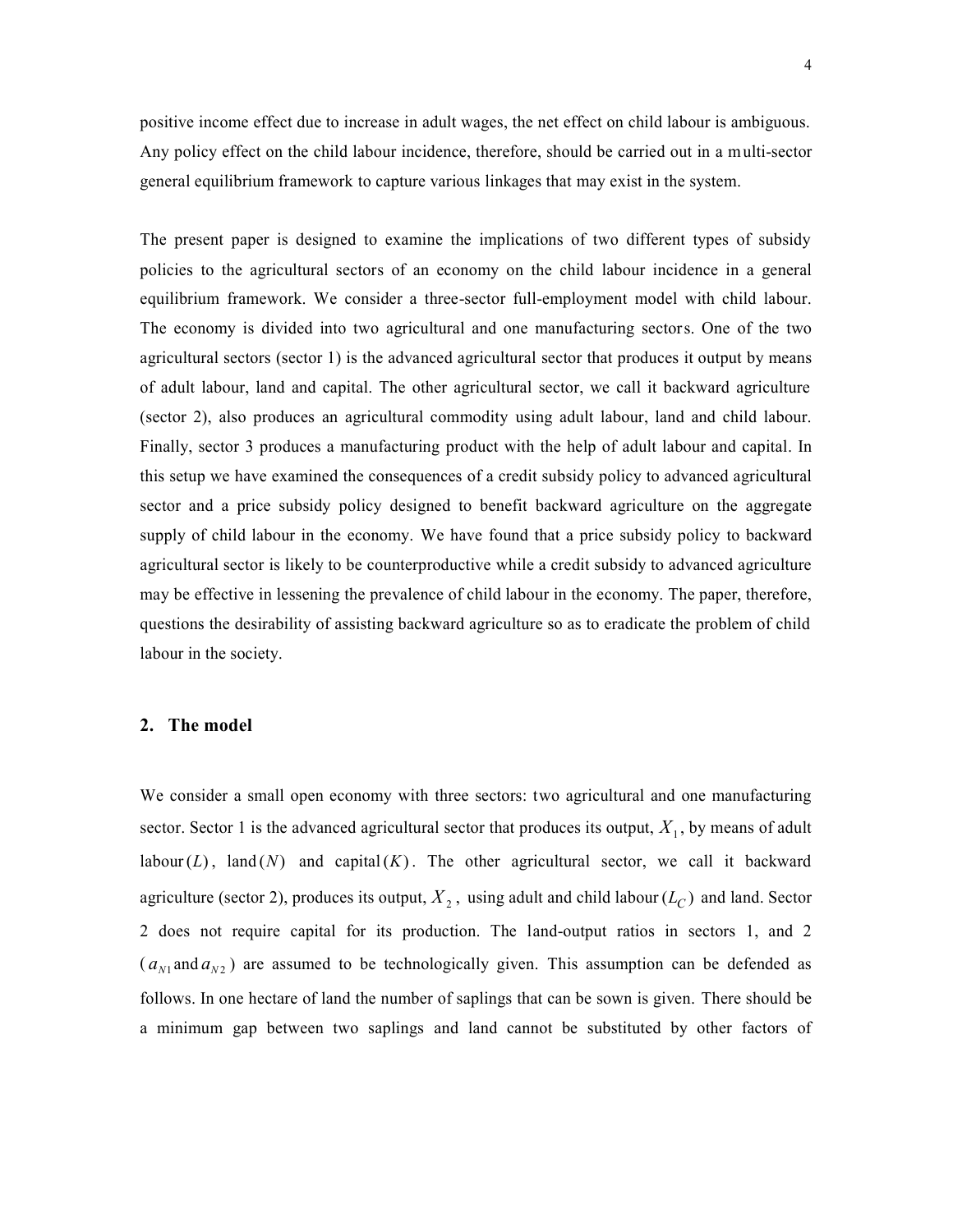positive income effect due to increase in adult wages, the net effect on child labour is ambiguous. Any policy effect on the child labour incidence, therefore, should be carried out in a multi-sector general equilibrium framework to capture various linkages that may exist in the system.

The present paper is designed to examine the implications of two different types of subsidy policies to the agricultural sectors of an economy on the child labour incidence in a general equilibrium framework. We consider a three-sector full-employment model with child labour. The economy is divided into two agricultural and one manufacturing sectors. One of the two agricultural sectors (sector 1) is the advanced agricultural sector that produces it output by means of adult labour, land and capital. The other agricultural sector, we call it backward agriculture (sector 2), also produces an agricultural commodity using adult labour, land and child labour. Finally, sector 3 produces a manufacturing product with the help of adult labour and capital. In this setup we have examined the consequences of a credit subsidy policy to advanced agricultural sector and a price subsidy policy designed to benefit backward agriculture on the aggregate supply of child labour in the economy. We have found that a price subsidy policy to backward agricultural sector is likely to be counterproductive while a credit subsidy to advanced agriculture may be effective in lessening the prevalence of child labour in the economy. The paper, therefore, questions the desirability of assisting backward agriculture so as to eradicate the problem of child labour in the society.

## 2. The model

We consider a small open economy with three sectors: two agricultural and one manufacturing sector. Sector 1 is the advanced agricultural sector that produces its output, $X_1$, by means of adult labour $(L)$, land $(N)$ and capital $(K)$. The other agricultural sector, we call it backward agriculture (sector 2), produces its output, $X_2$, using adult and child labour $(L_C)$ and land. Sector 2 does not require capital for its production. The land-output ratios in sectors 1, and 2 ($a_{N1}$ and $a_{N2}$) are assumed to be technologically given. This assumption can be defended as follows. In one hectare of land the number of saplings that can be sown is given. There should be a minimum gap between two saplings and land cannot be substituted by other factors of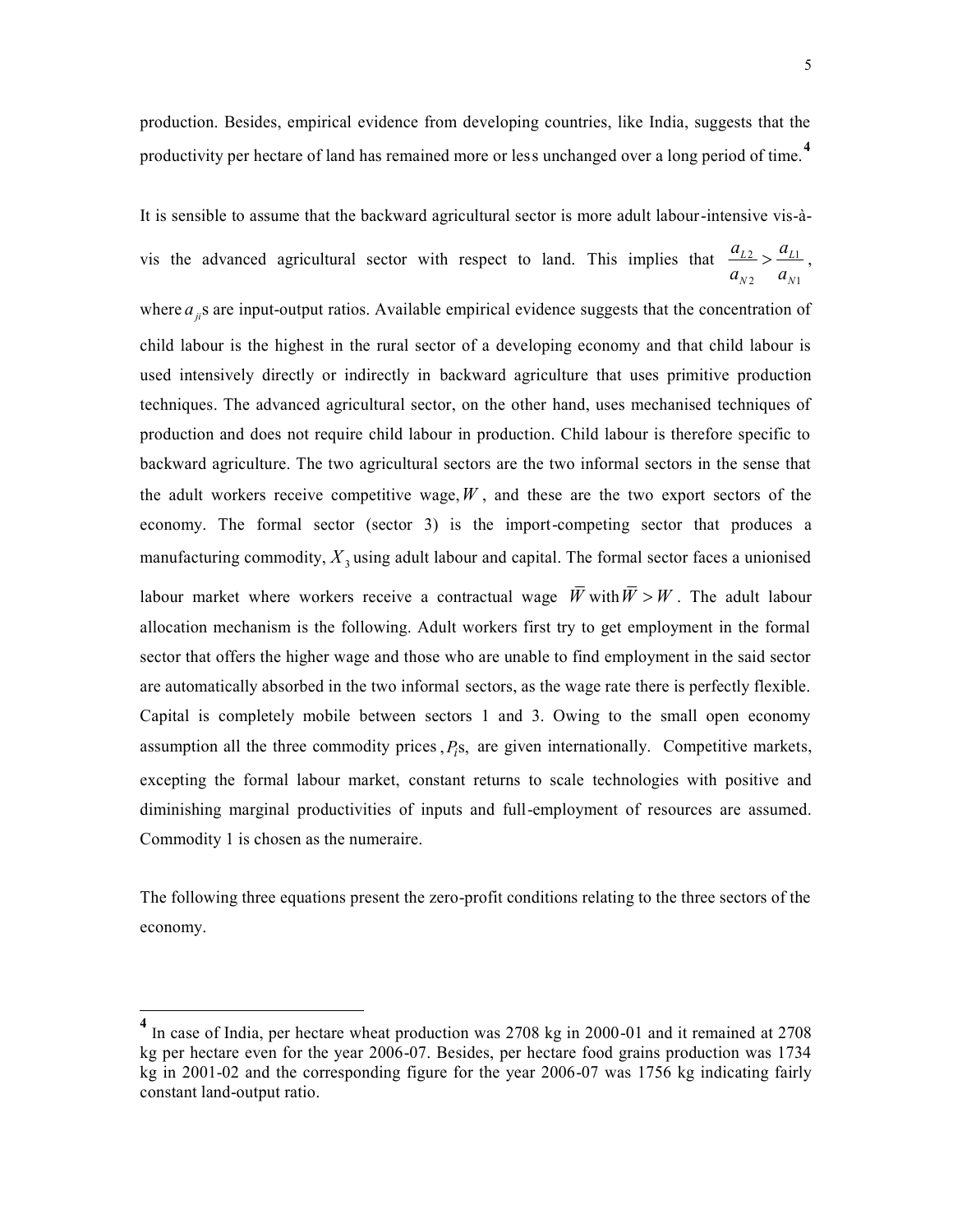production. Besides, empirical evidence from developing countries, like India, suggests that the productivity per hectare of land has remained more or less unchanged over a long period of time.[4]

It is sensible to assume that the backward agricultural sector is more adult labour-intensive vis-à-vis the advanced agricultural sector with respect to land. This implies that $\frac{a_{L2}}{a_{N2}} > \frac{a_{L1}}{a_{N1}}$, where $a_{ji}$s are input-output ratios. Available empirical evidence suggests that the concentration of child labour is the highest in the rural sector of a developing economy and that child labour is used intensively directly or indirectly in backward agriculture that uses primitive production techniques. The advanced agricultural sector, on the other hand, uses mechanised techniques of production and does not require child labour in production. Child labour is therefore specific to backward agriculture. The two agricultural sectors are the two informal sectors in the sense that the adult workers receive competitive wage, $W$, and these are the two export sectors of the economy. The formal sector (sector 3) is the import-competing sector that produces a manufacturing commodity, $X_3$ using adult labour and capital. The formal sector faces a unionised labour market where workers receive a contractual wage $\overline{W}$ with $\overline{W} > W$. The adult labour allocation mechanism is the following. Adult workers first try to get employment in the formal sector that offers the higher wage and those who are unable to find employment in the said sector are automatically absorbed in the two informal sectors, as the wage rate there is perfectly flexible. Capital is completely mobile between sectors 1 and 3. Owing to the small open economy assumption all the three commodity prices, $P_i$s, are given internationally. Competitive markets, excepting the formal labour market, constant returns to scale technologies with positive and diminishing marginal productivities of inputs and full-employment of resources are assumed. Commodity 1 is chosen as the numeraire.

The following three equations present the zero-profit conditions relating to the three sectors of the economy.

---

[4] In case of India, per hectare wheat production was 2708 kg in 2000-01 and it remained at 2708 kg per hectare even for the year 2006-07. Besides, per hectare food grains production was 1734 kg in 2001-02 and the corresponding figure for the year 2006-07 was 1756 kg indicating fairly constant land-output ratio.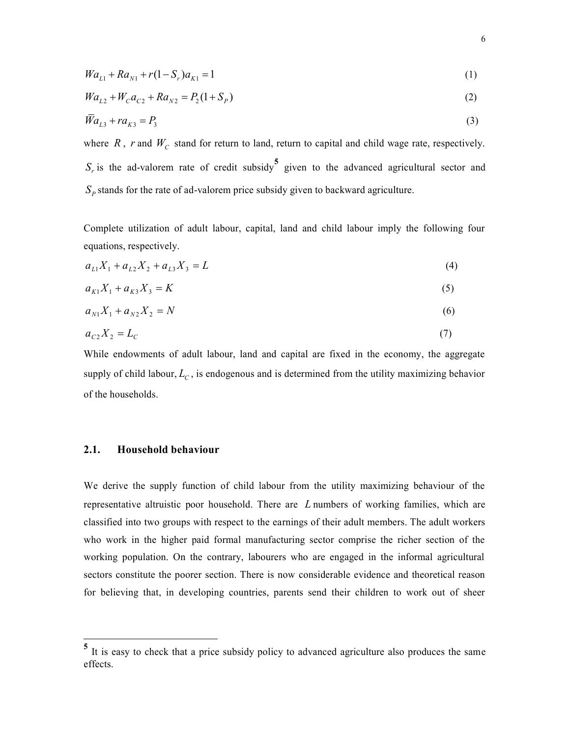$$Wa_{L1} + Ra_{N1} + r(1 - S_r)a_{K1} = 1 \quad (1)$$

$$Wa_{L2} + W_C a_{C2} + Ra_{N2} = P_2(1 + S_P) \quad (2)$$

$$\overline{W}a_{L3} + ra_{K3} = P_3 \quad (3)$$

where $R$, $r$ and $W_C$ stand for return to land, return to capital and child wage rate, respectively. $S_r$ is the ad-valorem rate of credit subsidy[5] given to the advanced agricultural sector and $S_P$ stands for the rate of ad-valorem price subsidy given to backward agriculture.

Complete utilization of adult labour, capital, land and child labour imply the following four equations, respectively.

$$a_{L1}X_1 + a_{L2}X_2 + a_{L3}X_3 = L \quad (4)$$

$$a_{K1}X_1 + a_{K3}X_3 = K \quad (5)$$

$$a_{N1}X_1 + a_{N2}X_2 = N \quad (6)$$

$$a_{C2}X_2 = L_C \quad (7)$$

While endowments of adult labour, land and capital are fixed in the economy, the aggregate supply of child labour, $L_C$, is endogenous and is determined from the utility maximizing behavior of the households.

### 2.1. Household behaviour

We derive the supply function of child labour from the utility maximizing behaviour of the representative altruistic poor household. There are $L$ numbers of working families, which are classified into two groups with respect to the earnings of their adult members. The adult workers who work in the higher paid formal manufacturing sector comprise the richer section of the working population. On the contrary, labourers who are engaged in the informal agricultural sectors constitute the poorer section. There is now considerable evidence and theoretical reason for believing that, in developing countries, parents send their children to work out of sheer

---

[5] It is easy to check that a price subsidy policy to advanced agriculture also produces the same effects.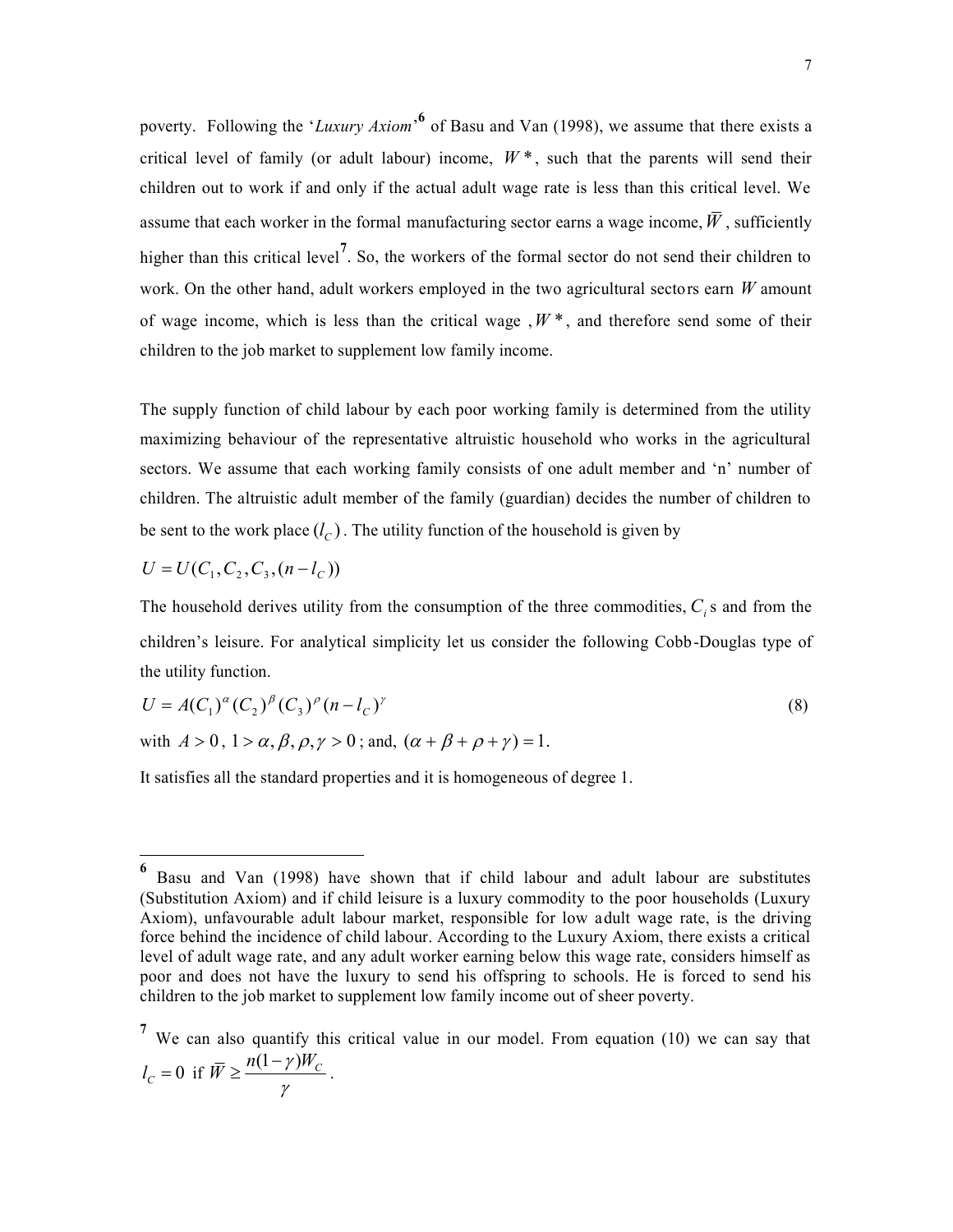poverty. Following the '*Luxury Axiom*'[6] of Basu and Van (1998), we assume that there exists a critical level of family (or adult labour) income, $W^*$, such that the parents will send their children out to work if and only if the actual adult wage rate is less than this critical level. We assume that each worker in the formal manufacturing sector earns a wage income, $\overline{W}$, sufficiently higher than this critical level[7]. So, the workers of the formal sector do not send their children to work. On the other hand, adult workers employed in the two agricultural sectors earn $W$ amount of wage income, which is less than the critical wage, $W^*$, and therefore send some of their children to the job market to supplement low family income.

The supply function of child labour by each poor working family is determined from the utility maximizing behaviour of the representative altruistic household who works in the agricultural sectors. We assume that each working family consists of one adult member and 'n' number of children. The altruistic adult member of the family (guardian) decides the number of children to be sent to the work place $(l_C)$. The utility function of the household is given by

$$U = U(C_1, C_2, C_3, (n - l_C))$$

The household derives utility from the consumption of the three commodities, $C_i$s and from the children's leisure. For analytical simplicity let us consider the following Cobb-Douglas type of the utility function.

$$U = A(C_1)^{\alpha}(C_2)^{\beta}(C_3)^{\rho}(n - l_C)^{\gamma} \tag{8}$$

with $A > 0$, $1 > \alpha, \beta, \rho, \gamma > 0$; and, $(\alpha + \beta + \rho + \gamma) = 1$.

It satisfies all the standard properties and it is homogeneous of degree 1.

---

[6] Basu and Van (1998) have shown that if child labour and adult labour are substitutes (Substitution Axiom) and if child leisure is a luxury commodity to the poor households (Luxury Axiom), unfavourable adult labour market, responsible for low adult wage rate, is the driving force behind the incidence of child labour. According to the Luxury Axiom, there exists a critical level of adult wage rate, and any adult worker earning below this wage rate, considers himself as poor and does not have the luxury to send his offspring to schools. He is forced to send his children to the job market to supplement low family income out of sheer poverty.

[7] We can also quantify this critical value in our model. From equation (10) we can say that $l_C = 0$ if $\overline{W} \geq \dfrac{n(1-\gamma)W_C}{\gamma}$.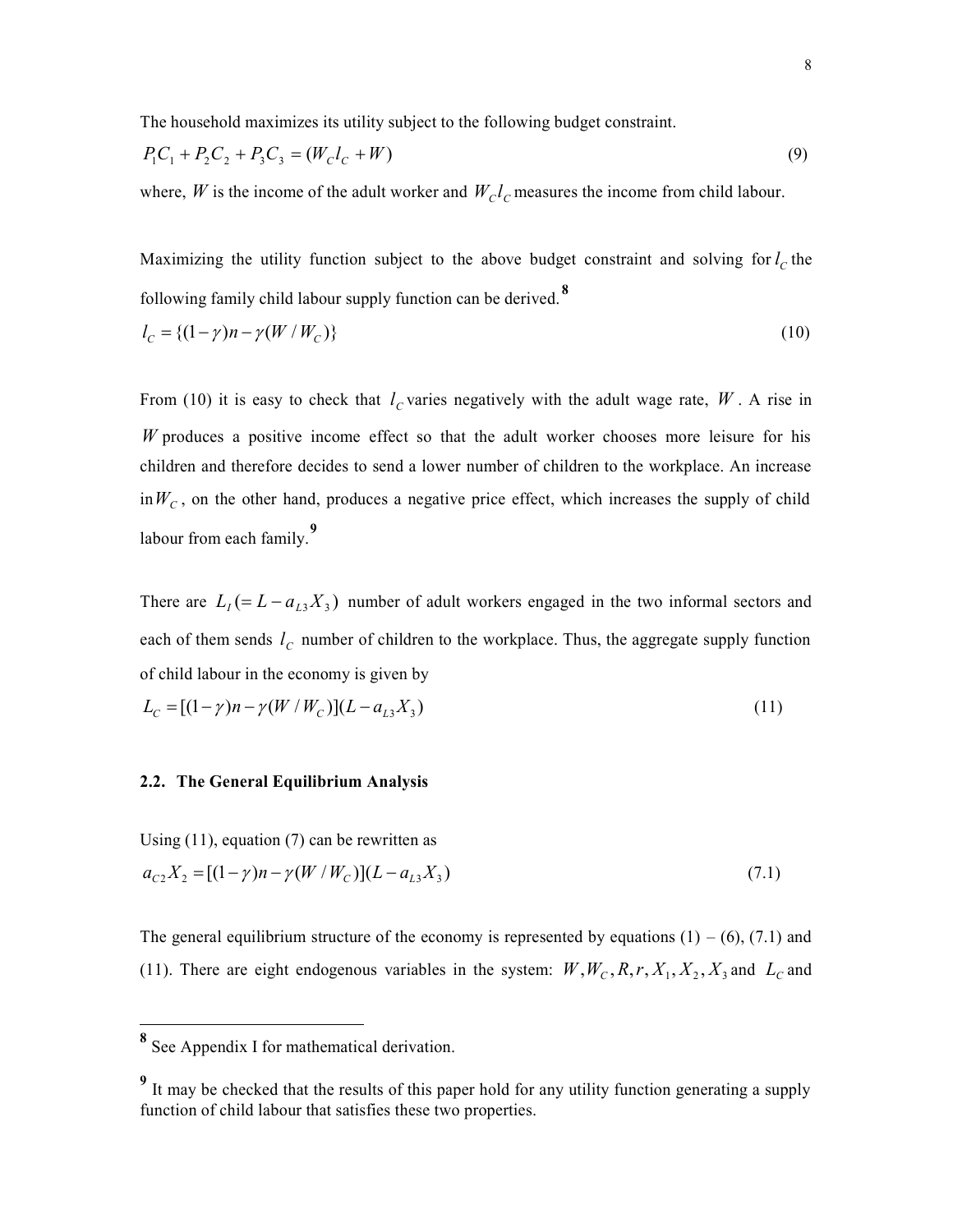The household maximizes its utility subject to the following budget constraint.

$$P_1C_1 + P_2C_2 + P_3C_3 = (W_C l_C + W) \tag{9}$$

where, $W$ is the income of the adult worker and $W_C l_C$ measures the income from child labour.

Maximizing the utility function subject to the above budget constraint and solving for $l_C$ the following family child labour supply function can be derived.[8]

$$l_C = \{(1-\gamma)n - \gamma(W / W_C)\} \tag{10}$$

From (10) it is easy to check that $l_C$ varies negatively with the adult wage rate, $W$. A rise in $W$ produces a positive income effect so that the adult worker chooses more leisure for his children and therefore decides to send a lower number of children to the workplace. An increase in $W_C$, on the other hand, produces a negative price effect, which increases the supply of child labour from each family.[9]

There are $L_I (= L - a_{L3}X_3)$ number of adult workers engaged in the two informal sectors and each of them sends $l_C$ number of children to the workplace. Thus, the aggregate supply function of child labour in the economy is given by

$$L_C = [(1-\gamma)n - \gamma(W / W_C)](L - a_{L3}X_3) \tag{11}$$

### 2.2. The General Equilibrium Analysis

Using (11), equation (7) can be rewritten as

$$a_{C2}X_2 = [(1-\gamma)n - \gamma(W / W_C)](L - a_{L3}X_3) \tag{7.1}$$

The general equilibrium structure of the economy is represented by equations (1) – (6), (7.1) and (11). There are eight endogenous variables in the system: $W, W_C, R, r, X_1, X_2, X_3$ and $L_C$ and

---

[8] See Appendix I for mathematical derivation.

[9] It may be checked that the results of this paper hold for any utility function generating a supply function of child labour that satisfies these two properties.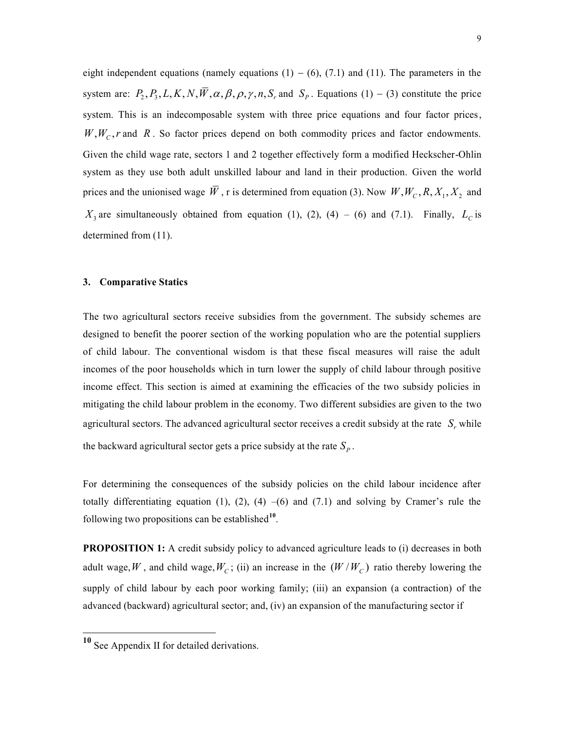eight independent equations (namely equations (1) – (6), (7.1) and (11). The parameters in the system are: $P_2, P_3, L, K, N, \bar{W}, \alpha, \beta, \rho, \gamma, n, S_r$ and $S_P$. Equations (1) – (3) constitute the price system. This is an indecomposable system with three price equations and four factor prices, $W, W_C, r$ and $R$. So factor prices depend on both commodity prices and factor endowments. Given the child wage rate, sectors 1 and 2 together effectively form a modified Heckscher-Ohlin system as they use both adult unskilled labour and land in their production. Given the world prices and the unionised wage $\bar{W}$, r is determined from equation (3). Now $W, W_C, R, X_1, X_2$ and $X_3$ are simultaneously obtained from equation (1), (2), (4) – (6) and (7.1). Finally, $L_C$ is determined from (11).

### 3. Comparative Statics

The two agricultural sectors receive subsidies from the government. The subsidy schemes are designed to benefit the poorer section of the working population who are the potential suppliers of child labour. The conventional wisdom is that these fiscal measures will raise the adult incomes of the poor households which in turn lower the supply of child labour through positive income effect. This section is aimed at examining the efficacies of the two subsidy policies in mitigating the child labour problem in the economy. Two different subsidies are given to the two agricultural sectors. The advanced agricultural sector receives a credit subsidy at the rate $S_r$ while the backward agricultural sector gets a price subsidy at the rate $S_P$.

For determining the consequences of the subsidy policies on the child labour incidence after totally differentiating equation (1), (2), (4) –(6) and (7.1) and solving by Cramer's rule the following two propositions can be established[10].

**PROPOSITION 1:** A credit subsidy policy to advanced agriculture leads to (i) decreases in both adult wage, $W$, and child wage, $W_C$; (ii) an increase in the $(W / W_C)$ ratio thereby lowering the supply of child labour by each poor working family; (iii) an expansion (a contraction) of the advanced (backward) agricultural sector; and, (iv) an expansion of the manufacturing sector if

---

[10] See Appendix II for detailed derivations.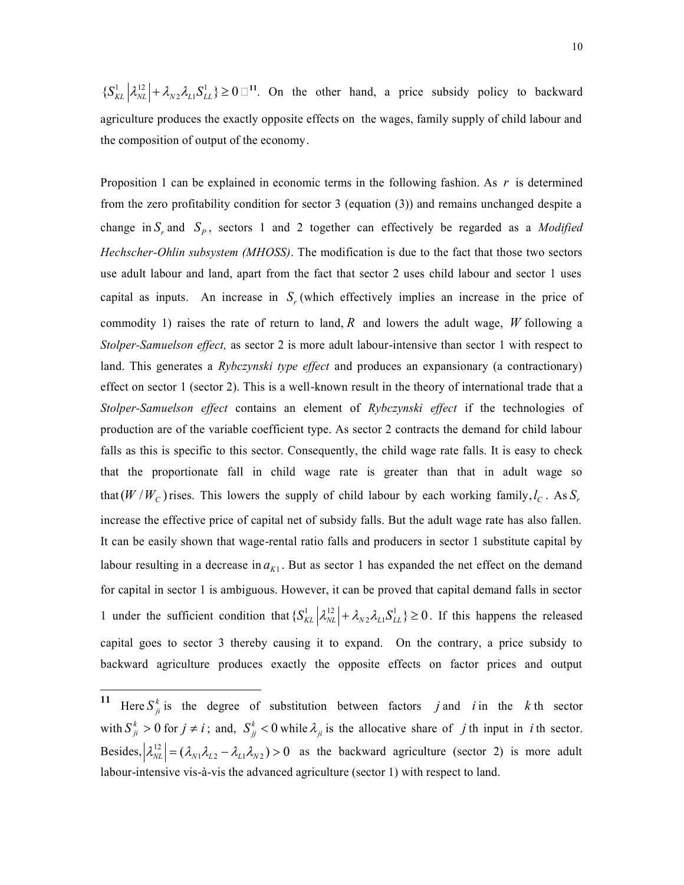$\{S_{KL}^{1}\left|\lambda_{NL}^{12}\right|+\lambda_{N2}\lambda_{L1}S_{LL}^{1}\}\geq 0$ [11]. On the other hand, a price subsidy policy to backward agriculture produces the exactly opposite effects on the wages, family supply of child labour and the composition of output of the economy.

Proposition 1 can be explained in economic terms in the following fashion. As $r$ is determined from the zero profitability condition for sector 3 (equation (3)) and remains unchanged despite a change in $S_r$ and $S_P$, sectors 1 and 2 together can effectively be regarded as a *Modified Hechscher-Ohlin subsystem (MHOSS)*. The modification is due to the fact that those two sectors use adult labour and land, apart from the fact that sector 2 uses child labour and sector 1 uses capital as inputs. An increase in $S_r$ (which effectively implies an increase in the price of commodity 1) raises the rate of return to land, $R$ and lowers the adult wage, $W$ following a *Stolper-Samuelson effect,* as sector 2 is more adult labour-intensive than sector 1 with respect to land. This generates a *Rybczynski type effect* and produces an expansionary (a contractionary) effect on sector 1 (sector 2). This is a well-known result in the theory of international trade that a *Stolper-Samuelson effect* contains an element of *Rybczynski effect* if the technologies of production are of the variable coefficient type. As sector 2 contracts the demand for child labour falls as this is specific to this sector. Consequently, the child wage rate falls. It is easy to check that the proportionate fall in child wage rate is greater than that in adult wage so that $(W/W_C)$ rises. This lowers the supply of child labour by each working family, $l_C$. As $S_r$ increase the effective price of capital net of subsidy falls. But the adult wage rate has also fallen. It can be easily shown that wage-rental ratio falls and producers in sector 1 substitute capital by labour resulting in a decrease in $a_{K1}$. But as sector 1 has expanded the net effect on the demand for capital in sector 1 is ambiguous. However, it can be proved that capital demand falls in sector 1 under the sufficient condition that $\{S_{KL}^{1}\left|\lambda_{NL}^{12}\right|+\lambda_{N2}\lambda_{L1}S_{LL}^{1}\}\geq 0$. If this happens the released capital goes to sector 3 thereby causing it to expand. On the contrary, a price subsidy to backward agriculture produces exactly the opposite effects on factor prices and output

---

[11] Here $S_{ji}^{k}$ is the degree of substitution between factors $j$ and $i$ in the $k$ th sector with $S_{ji}^{k}>0$ for $j\neq i$; and, $S_{jj}^{k}<0$ while $\lambda_{ji}$ is the allocative share of $j$ th input in $i$ th sector. Besides, $\left|\lambda_{NL}^{12}\right|=(\lambda_{N1}\lambda_{L2}-\lambda_{L1}\lambda_{N2})>0$ as the backward agriculture (sector 2) is more adult labour-intensive vis-à-vis the advanced agriculture (sector 1) with respect to land.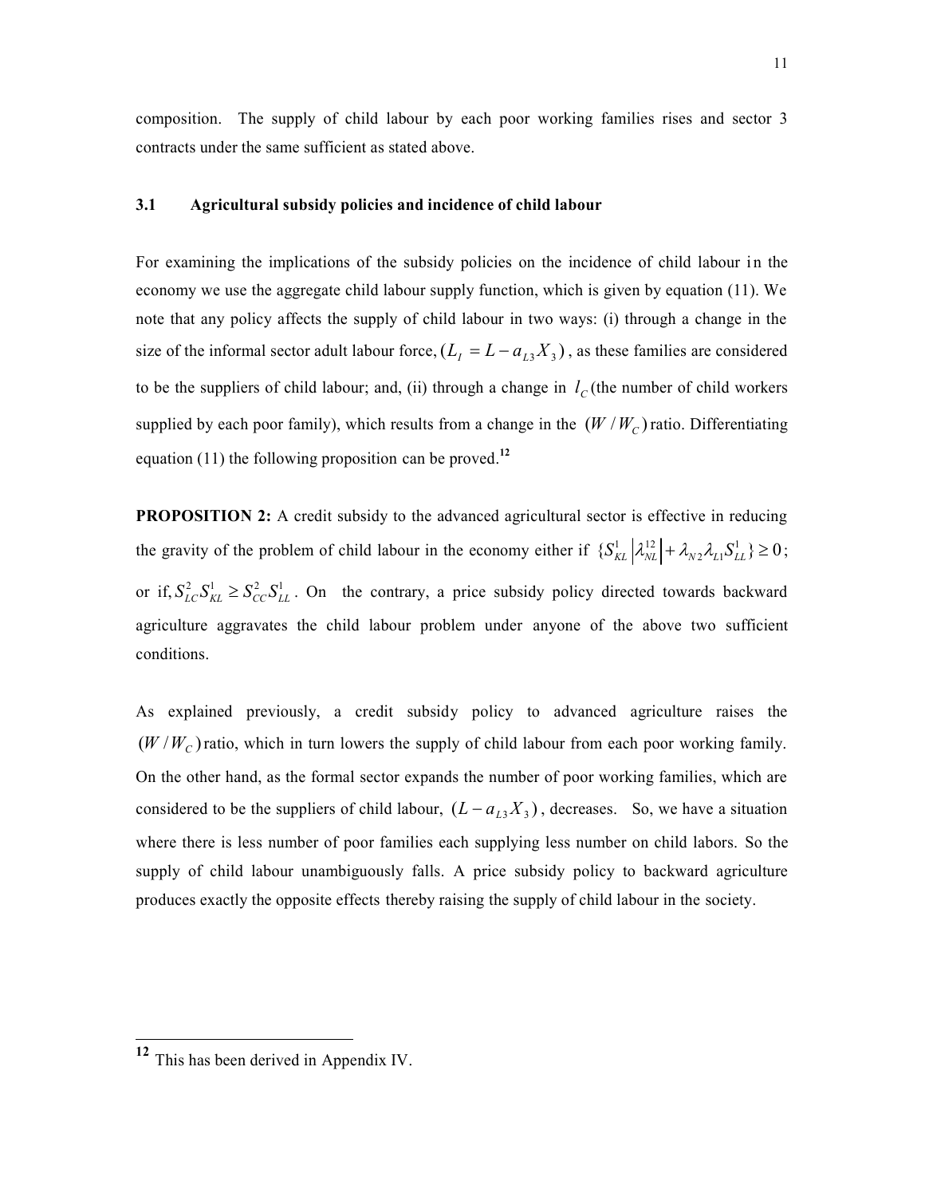composition. The supply of child labour by each poor working families rises and sector 3 contracts under the same sufficient as stated above.

### 3.1 Agricultural subsidy policies and incidence of child labour

For examining the implications of the subsidy policies on the incidence of child labour in the economy we use the aggregate child labour supply function, which is given by equation (11). We note that any policy affects the supply of child labour in two ways: (i) through a change in the size of the informal sector adult labour force, $(L_I = L - a_{L3}X_3)$, as these families are considered to be the suppliers of child labour; and, (ii) through a change in $l_C$ (the number of child workers supplied by each poor family), which results from a change in the $(W / W_C)$ ratio. Differentiating equation (11) the following proposition can be proved.[12]

**PROPOSITION 2:** A credit subsidy to the advanced agricultural sector is effective in reducing the gravity of the problem of child labour in the economy either if $\{S_{KL}^1 \left|\lambda_{NL}^{12}\right| + \lambda_{N2}\lambda_{L1}S_{LL}^1\} \geq 0$; or if, $S_{LC}^2 S_{KL}^1 \geq S_{CC}^2 S_{LL}^1$. On the contrary, a price subsidy policy directed towards backward agriculture aggravates the child labour problem under anyone of the above two sufficient conditions.

As explained previously, a credit subsidy policy to advanced agriculture raises the $(W / W_C)$ ratio, which in turn lowers the supply of child labour from each poor working family. On the other hand, as the formal sector expands the number of poor working families, which are considered to be the suppliers of child labour, $(L - a_{L3}X_3)$, decreases. So, we have a situation where there is less number of poor families each supplying less number on child labors. So the supply of child labour unambiguously falls. A price subsidy policy to backward agriculture produces exactly the opposite effects thereby raising the supply of child labour in the society.

---

[12] This has been derived in Appendix IV.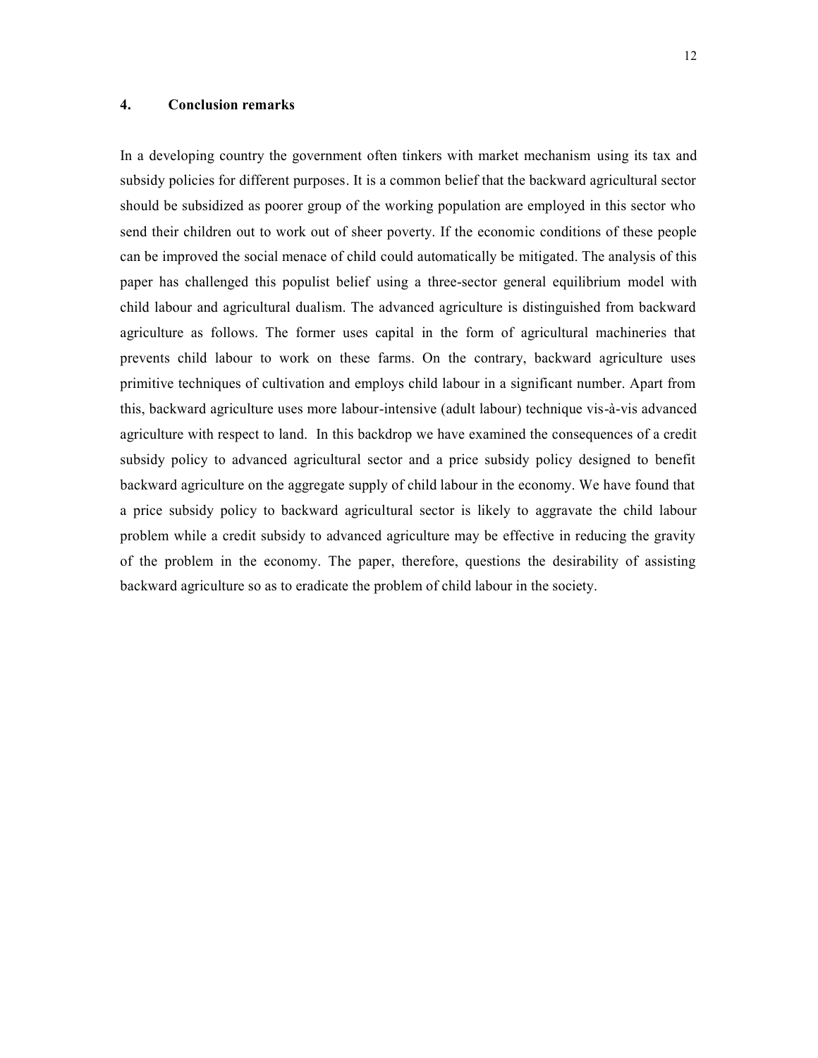## 4. Conclusion remarks

In a developing country the government often tinkers with market mechanism using its tax and subsidy policies for different purposes. It is a common belief that the backward agricultural sector should be subsidized as poorer group of the working population are employed in this sector who send their children out to work out of sheer poverty. If the economic conditions of these people can be improved the social menace of child could automatically be mitigated. The analysis of this paper has challenged this populist belief using a three-sector general equilibrium model with child labour and agricultural dualism. The advanced agriculture is distinguished from backward agriculture as follows. The former uses capital in the form of agricultural machineries that prevents child labour to work on these farms. On the contrary, backward agriculture uses primitive techniques of cultivation and employs child labour in a significant number. Apart from this, backward agriculture uses more labour-intensive (adult labour) technique vis-à-vis advanced agriculture with respect to land. In this backdrop we have examined the consequences of a credit subsidy policy to advanced agricultural sector and a price subsidy policy designed to benefit backward agriculture on the aggregate supply of child labour in the economy. We have found that a price subsidy policy to backward agricultural sector is likely to aggravate the child labour problem while a credit subsidy to advanced agriculture may be effective in reducing the gravity of the problem in the economy. The paper, therefore, questions the desirability of assisting backward agriculture so as to eradicate the problem of child labour in the society.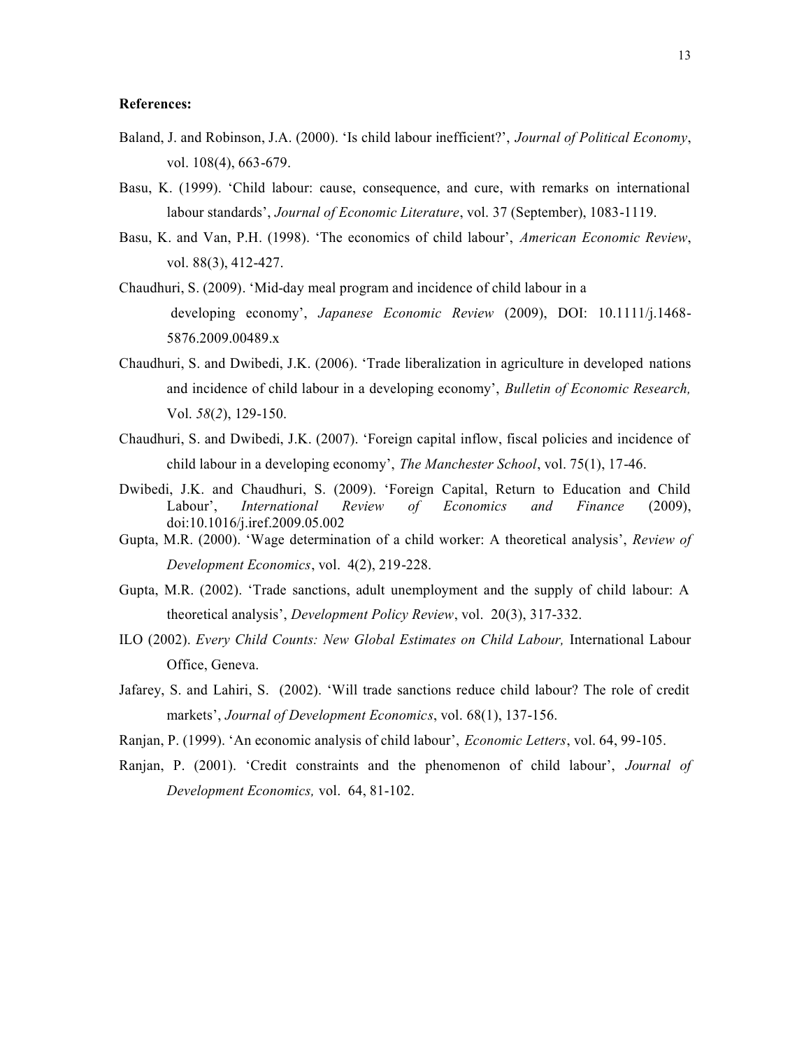**References:**

Baland, J. and Robinson, J.A. (2000). 'Is child labour inefficient?', *Journal of Political Economy*, vol. 108(4), 663-679.

Basu, K. (1999). 'Child labour: cause, consequence, and cure, with remarks on international labour standards', *Journal of Economic Literature*, vol. 37 (September), 1083-1119.

Basu, K. and Van, P.H. (1998). 'The economics of child labour', *American Economic Review*, vol. 88(3), 412-427.

Chaudhuri, S. (2009). 'Mid-day meal program and incidence of child labour in a developing economy', *Japanese Economic Review* (2009), DOI: 10.1111/j.1468-5876.2009.00489.x

Chaudhuri, S. and Dwibedi, J.K. (2006). 'Trade liberalization in agriculture in developed nations and incidence of child labour in a developing economy', *Bulletin of Economic Research,* Vol. *58*(*2*), 129-150.

Chaudhuri, S. and Dwibedi, J.K. (2007). 'Foreign capital inflow, fiscal policies and incidence of child labour in a developing economy', *The Manchester School*, vol. 75(1), 17-46.

Dwibedi, J.K. and Chaudhuri, S. (2009). 'Foreign Capital, Return to Education and Child Labour', *International Review of Economics and Finance* (2009), doi:10.1016/j.iref.2009.05.002

Gupta, M.R. (2000). 'Wage determination of a child worker: A theoretical analysis', *Review of Development Economics*, vol. 4(2), 219-228.

Gupta, M.R. (2002). 'Trade sanctions, adult unemployment and the supply of child labour: A theoretical analysis', *Development Policy Review*, vol. 20(3), 317-332.

ILO (2002). *Every Child Counts: New Global Estimates on Child Labour,* International Labour Office, Geneva.

Jafarey, S. and Lahiri, S. (2002). 'Will trade sanctions reduce child labour? The role of credit markets', *Journal of Development Economics*, vol. 68(1), 137-156.

Ranjan, P. (1999). 'An economic analysis of child labour', *Economic Letters*, vol. 64, 99-105.

Ranjan, P. (2001). 'Credit constraints and the phenomenon of child labour', *Journal of Development Economics,* vol. 64, 81-102.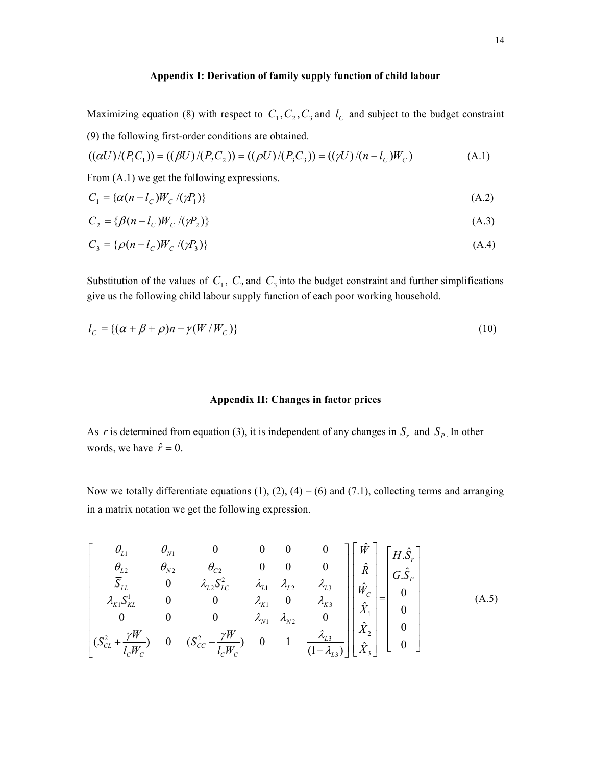## Appendix I: Derivation of family supply function of child labour

Maximizing equation (8) with respect to $C_1, C_2, C_3$ and $l_C$ and subject to the budget constraint (9) the following first-order conditions are obtained.

$$((\alpha U)/(P_1 C_1)) = ((\beta U)/(P_2 C_2)) = ((\rho U)/(P_3 C_3)) = ((\gamma U)/(n - l_C) W_C) \tag{A.1}$$

From (A.1) we get the following expressions.

$$C_1 = \{\alpha (n - l_C) W_C / (\gamma P_1)\} \tag{A.2}$$

$$C_2 = \{\beta (n - l_C) W_C / (\gamma P_2)\} \tag{A.3}$$

$$C_3 = \{\rho (n - l_C) W_C / (\gamma P_3)\} \tag{A.4}$$

Substitution of the values of $C_1$, $C_2$ and $C_3$ into the budget constraint and further simplifications give us the following child labour supply function of each poor working household.

$$l_C = \{(\alpha + \beta + \rho) n - \gamma (W / W_C)\} \tag{10}$$

## Appendix II: Changes in factor prices

As $r$ is determined from equation (3), it is independent of any changes in $S_r$ and $S_P$. In other words, we have $\hat{r} = 0$.

Now we totally differentiate equations (1), (2), (4) – (6) and (7.1), collecting terms and arranging in a matrix notation we get the following expression.

$$\begin{bmatrix} \theta_{L1} & \theta_{N1} & 0 & 0 & 0 & 0 \\ \theta_{L2} & \theta_{N2} & \theta_{C2} & 0 & 0 & 0 \\ \bar{S}_{LL} & 0 & \lambda_{L2} S_{LC}^2 & \lambda_{L1} & \lambda_{L2} & \lambda_{L3} \\ \lambda_{K1} S_{KL}^1 & 0 & 0 & \lambda_{K1} & 0 & \lambda_{K3} \\ 0 & 0 & 0 & \lambda_{N1} & \lambda_{N2} & 0 \\ (S_{CL}^2 + \frac{\gamma W}{l_C W_C}) & 0 & (S_{CC}^2 - \frac{\gamma W}{l_C W_C}) & 0 & 1 & \frac{\lambda_{L3}}{(1 - \lambda_{L3})} \end{bmatrix} \begin{bmatrix} \hat{W} \\ \hat{R} \\ \hat{W}_C \\ \hat{X}_1 \\ \hat{X}_2 \\ \hat{X}_3 \end{bmatrix} = \begin{bmatrix} H.\hat{S}_r \\ G.\hat{S}_P \\ 0 \\ 0 \\ 0 \\ 0 \end{bmatrix} \tag{A.5}$$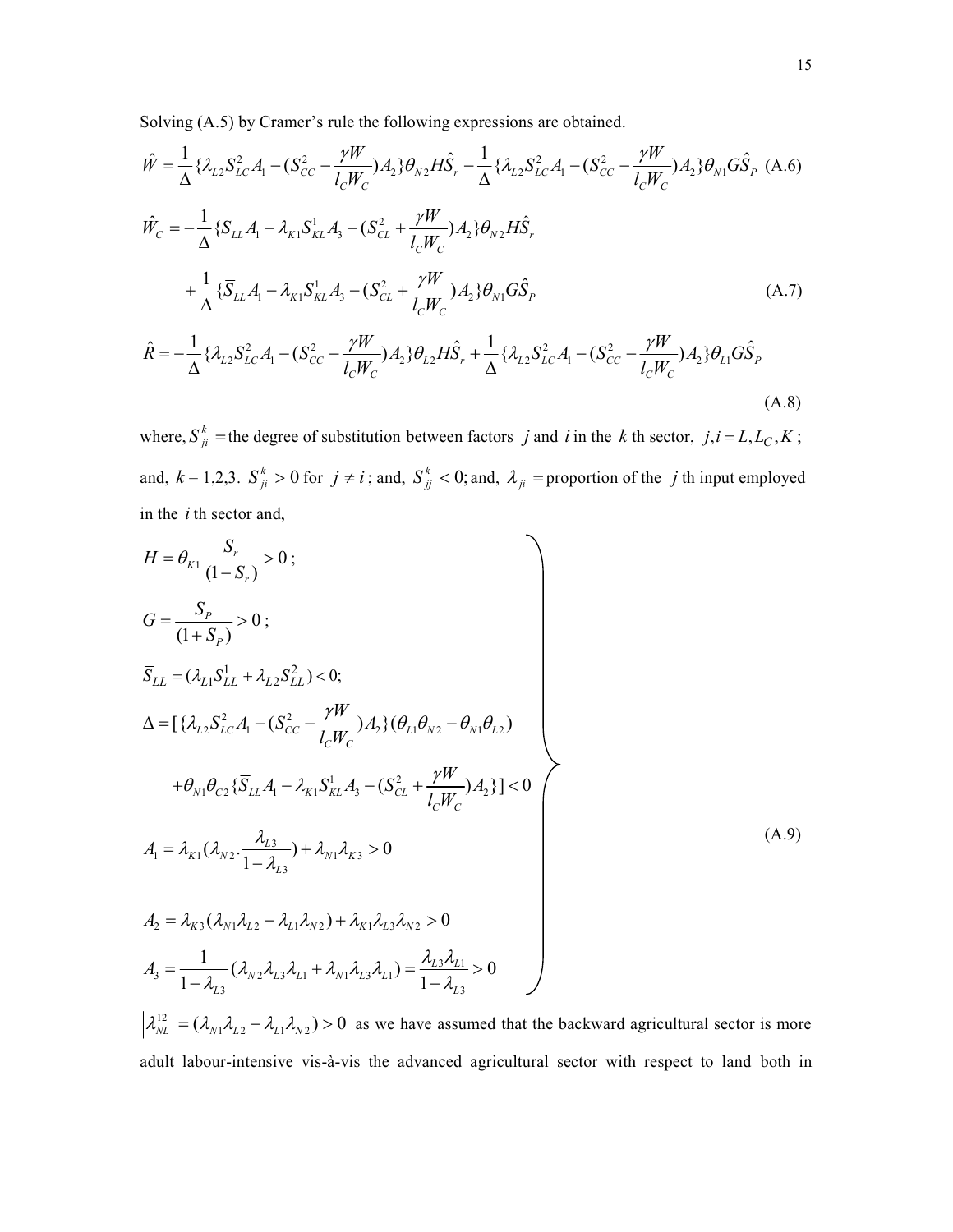Solving (A.5) by Cramer's rule the following expressions are obtained.

$$\hat{W} = \frac{1}{\Delta}\{\lambda_{L2}S_{LC}^2 A_1 - (S_{CC}^2 - \frac{\gamma W}{l_C W_C})A_2\}\theta_{N2} H\hat{S}_r - \frac{1}{\Delta}\{\lambda_{L2}S_{LC}^2 A_1 - (S_{CC}^2 - \frac{\gamma W}{l_C W_C})A_2\}\theta_{N1} G\hat{S}_P \quad \text{(A.6)}$$

$$\hat{W}_C = -\frac{1}{\Delta}\{\bar{S}_{LL}A_1 - \lambda_{K1}S_{KL}^1 A_3 - (S_{CL}^2 + \frac{\gamma W}{l_C W_C})A_2\}\theta_{N2} H\hat{S}_r$$

$$+\frac{1}{\Delta}\{\bar{S}_{LL}A_1 - \lambda_{K1}S_{KL}^1 A_3 - (S_{CL}^2 + \frac{\gamma W}{l_C W_C})A_2\}\theta_{N1} G\hat{S}_P \quad \text{(A.7)}$$

$$\hat{R} = -\frac{1}{\Delta}\{\lambda_{L2}S_{LC}^2 A_1 - (S_{CC}^2 - \frac{\gamma W}{l_C W_C})A_2\}\theta_{L2} H\hat{S}_r + \frac{1}{\Delta}\{\lambda_{L2}S_{LC}^2 A_1 - (S_{CC}^2 - \frac{\gamma W}{l_C W_C})A_2\}\theta_{L1} G\hat{S}_P$$

(A.8)

where, $S_{ji}^k$ = the degree of substitution between factors $j$ and $i$ in the $k$ th sector, $j, i = L, L_C, K$ ; and, $k$ = 1,2,3. $S_{ji}^k > 0$ for $j \neq i$ ; and, $S_{jj}^k < 0$; and, $\lambda_{ji}$ = proportion of the $j$ th input employed in the $i$ th sector and,

$$H = \theta_{K1}\frac{S_r}{(1-S_r)} > 0 \, ;$$

$$G = \frac{S_P}{(1+S_P)} > 0 \, ;$$

$$\bar{S}_{LL} = (\lambda_{L1}S_{LL}^1 + \lambda_{L2}S_{LL}^2) < 0;$$

$$\Delta = [\{\lambda_{L2}S_{LC}^2 A_1 - (S_{CC}^2 - \frac{\gamma W}{l_C W_C})A_2\}(\theta_{L1}\theta_{N2} - \theta_{N1}\theta_{L2})$$

$$+\theta_{N1}\theta_{C2}\{\bar{S}_{LL}A_1 - \lambda_{K1}S_{KL}^1 A_3 - (S_{CL}^2 + \frac{\gamma W}{l_C W_C})A_2\}] < 0$$

$$A_1 = \lambda_{K1}(\lambda_{N2}.\frac{\lambda_{L3}}{1-\lambda_{L3}}) + \lambda_{N1}\lambda_{K3} > 0$$

$$A_2 = \lambda_{K3}(\lambda_{N1}\lambda_{L2} - \lambda_{L1}\lambda_{N2}) + \lambda_{K1}\lambda_{L3}\lambda_{N2} > 0$$

$$A_3 = \frac{1}{1-\lambda_{L3}}(\lambda_{N2}\lambda_{L3}\lambda_{L1} + \lambda_{N1}\lambda_{L3}\lambda_{L1}) = \frac{\lambda_{L3}\lambda_{L1}}{1-\lambda_{L3}} > 0$$

(A.9)

$\left|\lambda_{NL}^{12}\right| = (\lambda_{N1}\lambda_{L2} - \lambda_{L1}\lambda_{N2}) > 0$ as we have assumed that the backward agricultural sector is more adult labour-intensive vis-à-vis the advanced agricultural sector with respect to land both in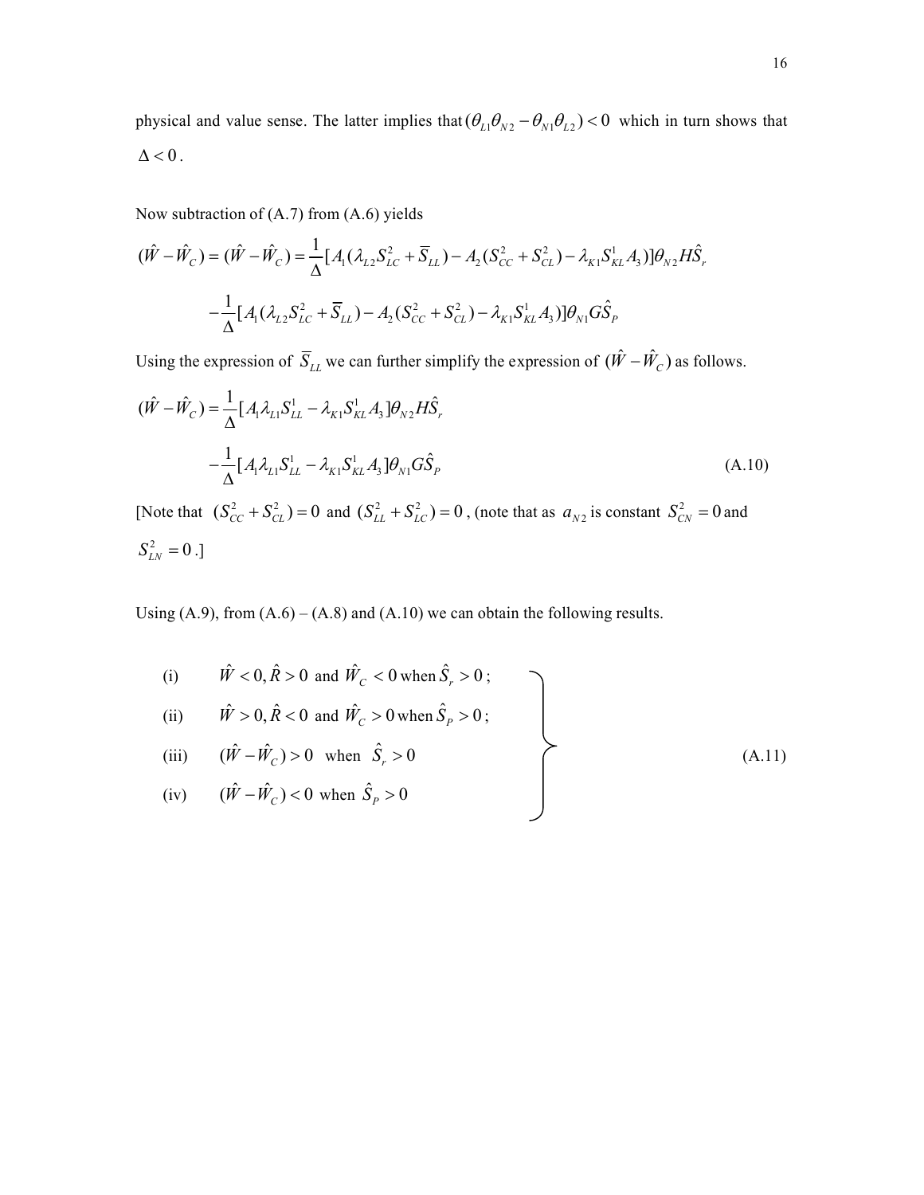physical and value sense. The latter implies that $(\theta_{L1}\theta_{N2} - \theta_{N1}\theta_{L2}) < 0$ which in turn shows that $\Delta < 0$.

Now subtraction of (A.7) from (A.6) yields

$$(\hat{W} - \hat{W}_C) = (\hat{W} - \hat{W}_C) = \frac{1}{\Delta}[A_1(\lambda_{L2}S_{LC}^2 + \overline{S}_{LL}) - A_2(S_{CC}^2 + S_{CL}^2) - \lambda_{K1}S_{KL}^1 A_3)]\theta_{N2}H\hat{S}_r$$

$$-\frac{1}{\Delta}[A_1(\lambda_{L2}S_{LC}^2 + \overline{S}_{LL}) - A_2(S_{CC}^2 + S_{CL}^2) - \lambda_{K1}S_{KL}^1 A_3)]\theta_{N1}G\hat{S}_P$$

Using the expression of $\overline{S}_{LL}$ we can further simplify the expression of $(\hat{W} - \hat{W}_C)$ as follows.

$$(\hat{W} - \hat{W}_C) = \frac{1}{\Delta}[A_1\lambda_{L1}S_{LL}^1 - \lambda_{K1}S_{KL}^1 A_3]\theta_{N2}H\hat{S}_r$$

$$-\frac{1}{\Delta}[A_1\lambda_{L1}S_{LL}^1 - \lambda_{K1}S_{KL}^1 A_3]\theta_{N1}G\hat{S}_P \tag{A.10}$$

[Note that $(S_{CC}^2 + S_{CL}^2) = 0$ and $(S_{LL}^2 + S_{LC}^2) = 0$, (note that as $a_{N2}$ is constant $S_{CN}^2 = 0$ and $S_{LN}^2 = 0$.]

Using (A.9), from (A.6) – (A.8) and (A.10) we can obtain the following results.

$$\left.\begin{array}{ll}
\text{(i)} & \hat{W} < 0, \hat{R} > 0 \text{ and } \hat{W}_C < 0 \text{ when } \hat{S}_r > 0; \\
\text{(ii)} & \hat{W} > 0, \hat{R} < 0 \text{ and } \hat{W}_C > 0 \text{ when } \hat{S}_P > 0; \\
\text{(iii)} & (\hat{W} - \hat{W}_C) > 0 \text{ when } \hat{S}_r > 0 \\
\text{(iv)} & (\hat{W} - \hat{W}_C) < 0 \text{ when } \hat{S}_P > 0
\end{array}\right\} \tag{A.11}$$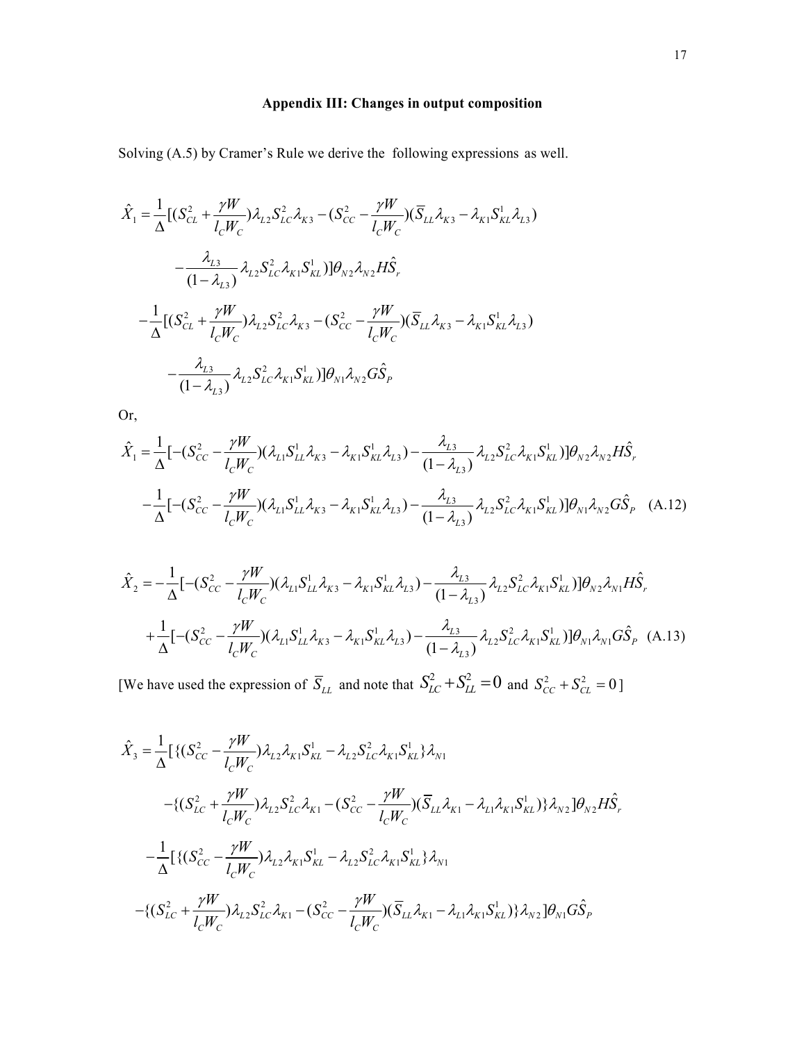## Appendix III: Changes in output composition

Solving (A.5) by Cramer's Rule we derive the following expressions as well.

$$
\begin{aligned}
\hat{X}_1 = \frac{1}{\Delta}[&(S_{CL}^2 + \frac{\gamma W}{l_C W_C})\lambda_{L2} S_{LC}^2 \lambda_{K3} - (S_{CC}^2 - \frac{\gamma W}{l_C W_C})(\bar{S}_{LL}\lambda_{K3} - \lambda_{K1} S_{KL}^1 \lambda_{L3}) \\
&- \frac{\lambda_{L3}}{(1-\lambda_{L3})}\lambda_{L2} S_{LC}^2 \lambda_{K1} S_{KL}^1 )]\theta_{N2}\lambda_{N2} H\hat{S}_r \\
-\frac{1}{\Delta}[&(S_{CL}^2 + \frac{\gamma W}{l_C W_C})\lambda_{L2} S_{LC}^2 \lambda_{K3} - (S_{CC}^2 - \frac{\gamma W}{l_C W_C})(\bar{S}_{LL}\lambda_{K3} - \lambda_{K1} S_{KL}^1 \lambda_{L3}) \\
&- \frac{\lambda_{L3}}{(1-\lambda_{L3})}\lambda_{L2} S_{LC}^2 \lambda_{K1} S_{KL}^1 )]\theta_{N1}\lambda_{N2} G\hat{S}_P
\end{aligned}
$$

Or,

$$
\begin{aligned}
\hat{X}_1 &= \frac{1}{\Delta}[-(S_{CC}^2 - \frac{\gamma W}{l_C W_C})(\lambda_{L1} S_{LL}^1 \lambda_{K3} - \lambda_{K1} S_{KL}^1 \lambda_{L3}) - \frac{\lambda_{L3}}{(1-\lambda_{L3})}\lambda_{L2} S_{LC}^2 \lambda_{K1} S_{KL}^1 )]\theta_{N2}\lambda_{N2} H\hat{S}_r \\
&- \frac{1}{\Delta}[-(S_{CC}^2 - \frac{\gamma W}{l_C W_C})(\lambda_{L1} S_{LL}^1 \lambda_{K3} - \lambda_{K1} S_{KL}^1 \lambda_{L3}) - \frac{\lambda_{L3}}{(1-\lambda_{L3})}\lambda_{L2} S_{LC}^2 \lambda_{K1} S_{KL}^1 )]\theta_{N1}\lambda_{N2} G\hat{S}_P \quad \text{(A.12)}
\end{aligned}
$$

$$
\begin{aligned}
\hat{X}_2 &= -\frac{1}{\Delta}[-(S_{CC}^2 - \frac{\gamma W}{l_C W_C})(\lambda_{L1} S_{LL}^1 \lambda_{K3} - \lambda_{K1} S_{KL}^1 \lambda_{L3}) - \frac{\lambda_{L3}}{(1-\lambda_{L3})}\lambda_{L2} S_{LC}^2 \lambda_{K1} S_{KL}^1 )]\theta_{N2}\lambda_{N1} H\hat{S}_r \\
&+ \frac{1}{\Delta}[-(S_{CC}^2 - \frac{\gamma W}{l_C W_C})(\lambda_{L1} S_{LL}^1 \lambda_{K3} - \lambda_{K1} S_{KL}^1 \lambda_{L3}) - \frac{\lambda_{L3}}{(1-\lambda_{L3})}\lambda_{L2} S_{LC}^2 \lambda_{K1} S_{KL}^1 )]\theta_{N1}\lambda_{N1} G\hat{S}_P \quad \text{(A.13)}
\end{aligned}
$$

[We have used the expression of $\bar{S}_{LL}$ and note that $S_{LC}^2 + S_{LL}^2 = 0$ and $S_{CC}^2 + S_{CL}^2 = 0$ ]

$$
\begin{aligned}
\hat{X}_3 = \frac{1}{\Delta}[&\{(S_{CC}^2 - \frac{\gamma W}{l_C W_C})\lambda_{L2}\lambda_{K1} S_{KL}^1 - \lambda_{L2} S_{LC}^2 \lambda_{K1} S_{KL}^1\}\lambda_{N1} \\
&- \{(S_{LC}^2 + \frac{\gamma W}{l_C W_C})\lambda_{L2} S_{LC}^2 \lambda_{K1} - (S_{CC}^2 - \frac{\gamma W}{l_C W_C})(\bar{S}_{LL}\lambda_{K1} - \lambda_{L1}\lambda_{K1} S_{KL}^1)\}\lambda_{N2}]\theta_{N2} H\hat{S}_r \\
-\frac{1}{\Delta}[&\{(S_{CC}^2 - \frac{\gamma W}{l_C W_C})\lambda_{L2}\lambda_{K1} S_{KL}^1 - \lambda_{L2} S_{LC}^2 \lambda_{K1} S_{KL}^1\}\lambda_{N1} \\
-\{&(S_{LC}^2 + \frac{\gamma W}{l_C W_C})\lambda_{L2} S_{LC}^2 \lambda_{K1} - (S_{CC}^2 - \frac{\gamma W}{l_C W_C})(\bar{S}_{LL}\lambda_{K1} - \lambda_{L1}\lambda_{K1} S_{KL}^1)\}\lambda_{N2}]\theta_{N1} G\hat{S}_P
\end{aligned}
$$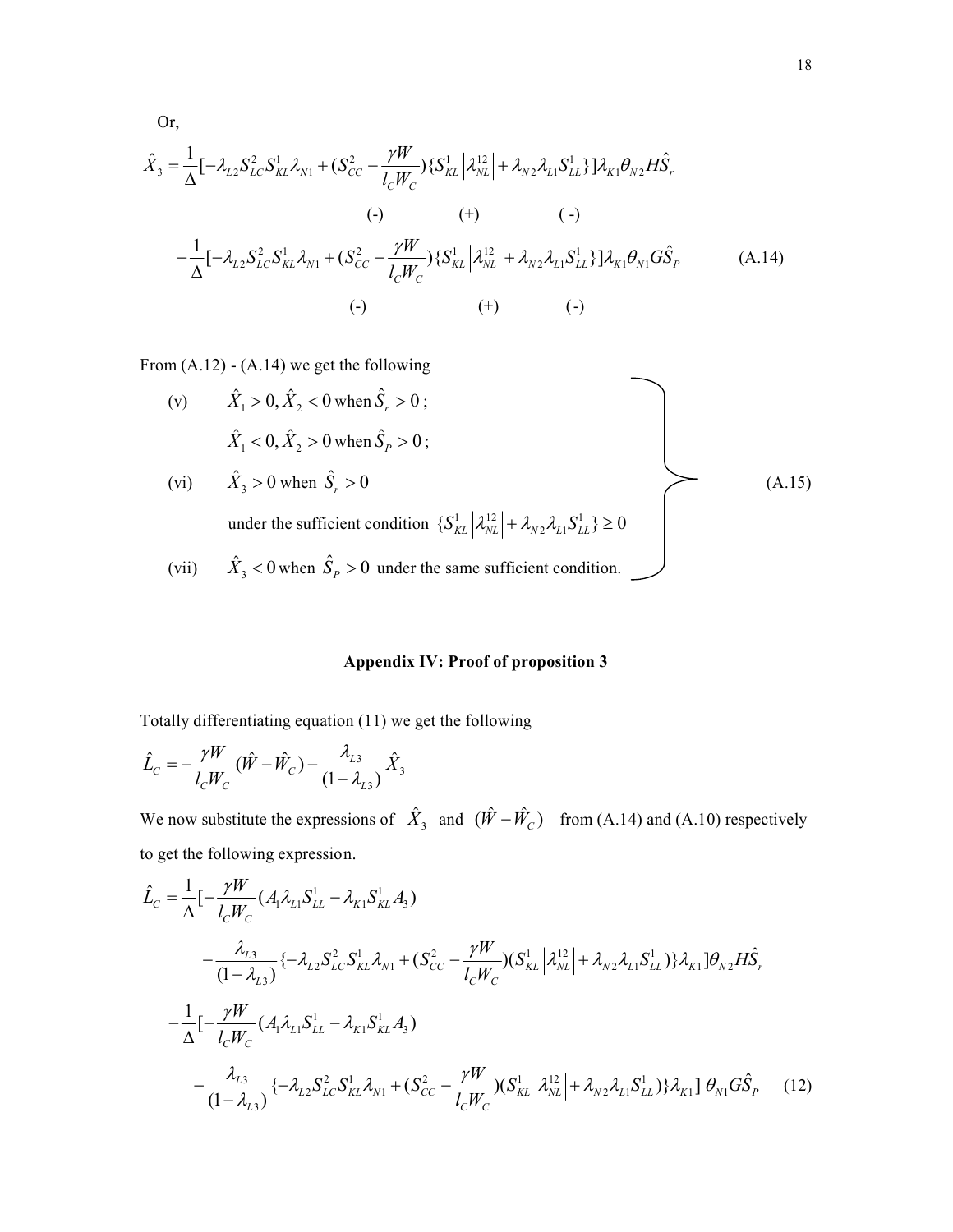Or,

$$\hat{X}_3 = \frac{1}{\Delta}[-\lambda_{L2} S_{LC}^2 S_{KL}^1 \lambda_{N1} + (S_{CC}^2 - \frac{\gamma W}{l_C W_C})\{S_{KL}^1 \left|\lambda_{NL}^{12}\right| + \lambda_{N2}\lambda_{L1} S_{LL}^1\}]\lambda_{K1}\theta_{N2} H\hat{S}_r$$

(-) (+) (-)

$$-\frac{1}{\Delta}[-\lambda_{L2} S_{LC}^2 S_{KL}^1 \lambda_{N1} + (S_{CC}^2 - \frac{\gamma W}{l_C W_C})\{S_{KL}^1 \left|\lambda_{NL}^{12}\right| + \lambda_{N2}\lambda_{L1} S_{LL}^1\}]\lambda_{K1}\theta_{N1} G\hat{S}_P \quad \text{(A.14)}$$

(-) (+) (-)

From (A.12) - (A.14) we get the following

(v) $\hat{X}_1 > 0, \hat{X}_2 < 0$ when $\hat{S}_r > 0$;

$\hat{X}_1 < 0, \hat{X}_2 > 0$ when $\hat{S}_P > 0$;

(vi) $\hat{X}_3 > 0$ when $\hat{S}_r > 0$

under the sufficient condition $\{S_{KL}^1 \left|\lambda_{NL}^{12}\right| + \lambda_{N2}\lambda_{L1} S_{LL}^1\} \geq 0$

(vii) $\hat{X}_3 < 0$ when $\hat{S}_P > 0$ under the same sufficient condition. (A.15)

## Appendix IV: Proof of proposition 3

Totally differentiating equation (11) we get the following

$$\hat{L}_C = -\frac{\gamma W}{l_C W_C}(\hat{W} - \hat{W}_C) - \frac{\lambda_{L3}}{(1-\lambda_{L3})}\hat{X}_3$$

We now substitute the expressions of $\hat{X}_3$ and $(\hat{W} - \hat{W}_C)$ from (A.14) and (A.10) respectively to get the following expression.

$$\hat{L}_C = \frac{1}{\Delta}[-\frac{\gamma W}{l_C W_C}(A_1 \lambda_{L1} S_{LL}^1 - \lambda_{K1} S_{KL}^1 A_3)$$

$$-\frac{\lambda_{L3}}{(1-\lambda_{L3})}\{-\lambda_{L2} S_{LC}^2 S_{KL}^1 \lambda_{N1} + (S_{CC}^2 - \frac{\gamma W}{l_C W_C})(S_{KL}^1 \left|\lambda_{NL}^{12}\right| + \lambda_{N2}\lambda_{L1} S_{LL}^1)\}\lambda_{K1}]\theta_{N2} H\hat{S}_r$$

$$-\frac{1}{\Delta}[-\frac{\gamma W}{l_C W_C}(A_1 \lambda_{L1} S_{LL}^1 - \lambda_{K1} S_{KL}^1 A_3)$$

$$-\frac{\lambda_{L3}}{(1-\lambda_{L3})}\{-\lambda_{L2} S_{LC}^2 S_{KL}^1 \lambda_{N1} + (S_{CC}^2 - \frac{\gamma W}{l_C W_C})(S_{KL}^1 \left|\lambda_{NL}^{12}\right| + \lambda_{N2}\lambda_{L1} S_{LL}^1)\}\lambda_{K1}]\,\theta_{N1} G\hat{S}_P \quad (12)$$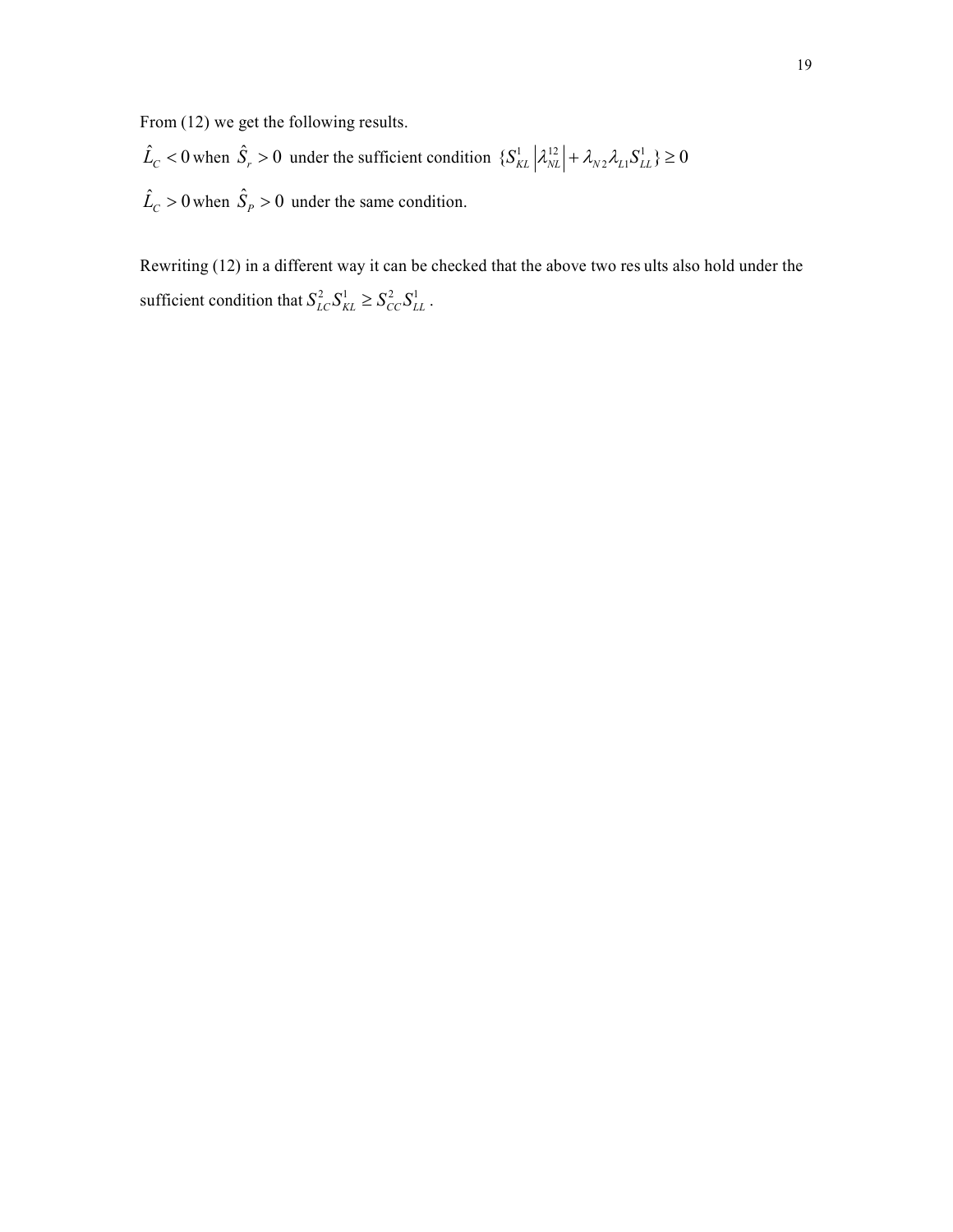From (12) we get the following results.

$\hat{L}_C < 0$ when $\hat{S}_r > 0$ under the sufficient condition $\{S^1_{KL}\left|\lambda^{12}_{NL}\right| + \lambda_{N2}\lambda_{L1}S^1_{LL}\} \geq 0$

$\hat{L}_C > 0$ when $\hat{S}_P > 0$ under the same condition.

Rewriting (12) in a different way it can be checked that the above two results also hold under the sufficient condition that $S^2_{LC}S^1_{KL} \geq S^2_{CC}S^1_{LL}$ .